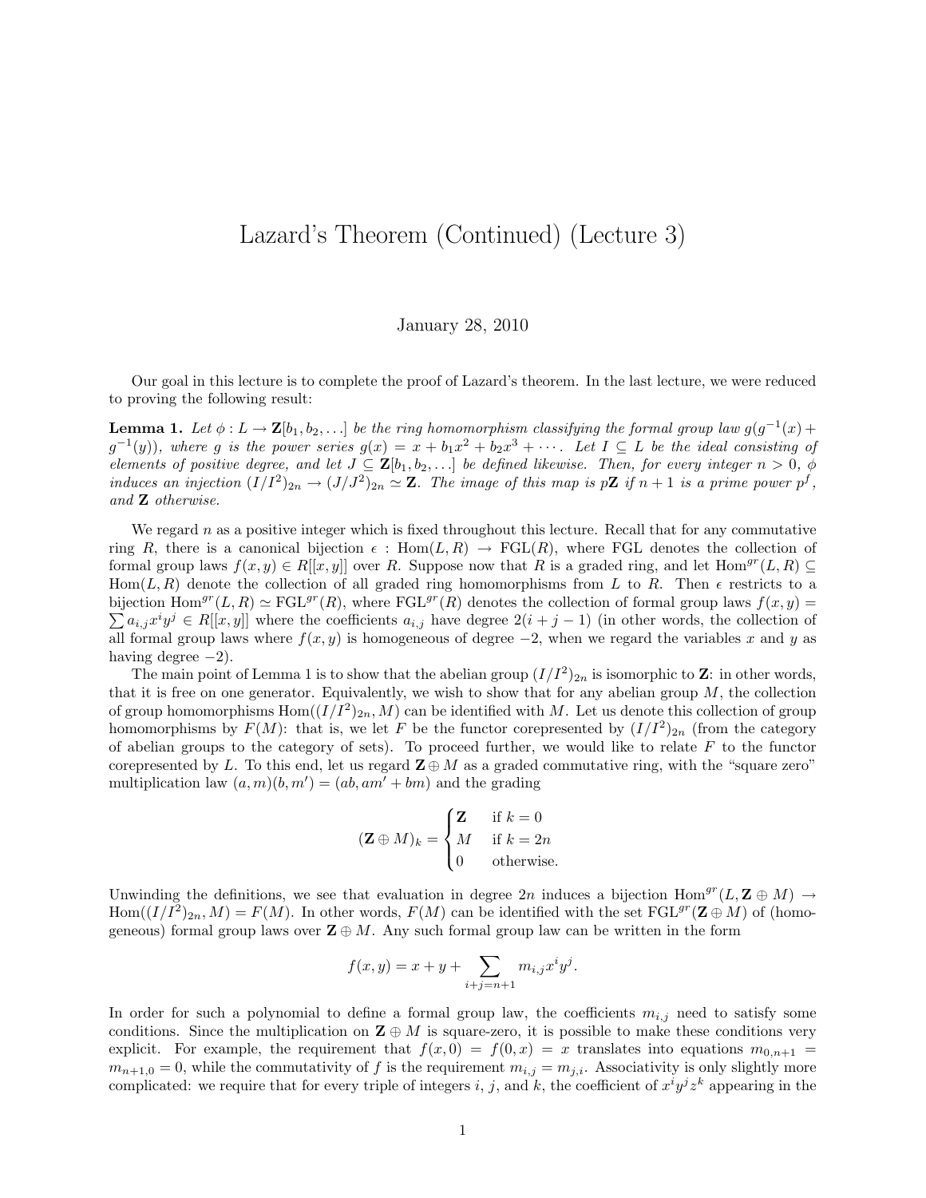# Lazard's Theorem (Continued) (Lecture 3)

January 28, 2010

Our goal in this lecture is to complete the proof of Lazard's theorem. In the last lecture, we were reduced to proving the following result:

**Lemma 1.** *Let $\phi : L \to \mathbf{Z}[b_1, b_2, \ldots]$ be the ring homomorphism classifying the formal group law $g(g^{-1}(x) + g^{-1}(y))$, where $g$ is the power series $g(x) = x + b_1 x^2 + b_2 x^3 + \cdots$. Let $I \subseteq L$ be the ideal consisting of elements of positive degree, and let $J \subseteq \mathbf{Z}[b_1, b_2, \ldots]$ be defined likewise. Then, for every integer $n > 0$, $\phi$ induces an injection $(I/I^2)_{2n} \to (J/J^2)_{2n} \simeq \mathbf{Z}$. The image of this map is $p\mathbf{Z}$ if $n+1$ is a prime power $p^f$, and $\mathbf{Z}$ otherwise.*

We regard $n$ as a positive integer which is fixed throughout this lecture. Recall that for any commutative ring $R$, there is a canonical bijection $\epsilon : \mathrm{Hom}(L, R) \to \mathrm{FGL}(R)$, where FGL denotes the collection of formal group laws $f(x, y) \in R[[x, y]]$ over $R$. Suppose now that $R$ is a graded ring, and let $\mathrm{Hom}^{gr}(L, R) \subseteq \mathrm{Hom}(L, R)$ denote the collection of all graded ring homomorphisms from $L$ to $R$. Then $\epsilon$ restricts to a bijection $\mathrm{Hom}^{gr}(L, R) \simeq \mathrm{FGL}^{gr}(R)$, where $\mathrm{FGL}^{gr}(R)$ denotes the collection of formal group laws $f(x, y) = \sum a_{i,j} x^i y^j \in R[[x, y]]$ where the coefficients $a_{i,j}$ have degree $2(i + j - 1)$ (in other words, the collection of all formal group laws where $f(x, y)$ is homogeneous of degree $-2$, when we regard the variables $x$ and $y$ as having degree $-2$).

The main point of Lemma 1 is to show that the abelian group $(I/I^2)_{2n}$ is isomorphic to $\mathbf{Z}$: in other words, that it is free on one generator. Equivalently, we wish to show that for any abelian group $M$, the collection of group homomorphisms $\mathrm{Hom}((I/I^2)_{2n}, M)$ can be identified with $M$. Let us denote this collection of group homomorphisms by $F(M)$: that is, we let $F$ be the functor corepresented by $(I/I^2)_{2n}$ (from the category of abelian groups to the category of sets). To proceed further, we would like to relate $F$ to the functor corepresented by $L$. To this end, let us regard $\mathbf{Z} \oplus M$ as a graded commutative ring, with the "square zero" multiplication law $(a, m)(b, m') = (ab, am' + bm)$ and the grading

$$(\mathbf{Z} \oplus M)_k = \begin{cases} \mathbf{Z} & \text{if } k = 0 \\ M & \text{if } k = 2n \\ 0 & \text{otherwise.} \end{cases}$$

Unwinding the definitions, we see that evaluation in degree $2n$ induces a bijection $\mathrm{Hom}^{gr}(L, \mathbf{Z} \oplus M) \to \mathrm{Hom}((I/I^2)_{2n}, M) = F(M)$. In other words, $F(M)$ can be identified with the set $\mathrm{FGL}^{gr}(\mathbf{Z} \oplus M)$ of (homogeneous) formal group laws over $\mathbf{Z} \oplus M$. Any such formal group law can be written in the form

$$f(x, y) = x + y + \sum_{i+j=n+1} m_{i,j} x^i y^j.$$

In order for such a polynomial to define a formal group law, the coefficients $m_{i,j}$ need to satisfy some conditions. Since the multiplication on $\mathbf{Z} \oplus M$ is square-zero, it is possible to make these conditions very explicit. For example, the requirement that $f(x, 0) = f(0, x) = x$ translates into equations $m_{0,n+1} = m_{n+1,0} = 0$, while the commutativity of $f$ is the requirement $m_{i,j} = m_{j,i}$. Associativity is only slightly more complicated: we require that for every triple of integers $i$, $j$, and $k$, the coefficient of $x^i y^j z^k$ appearing in the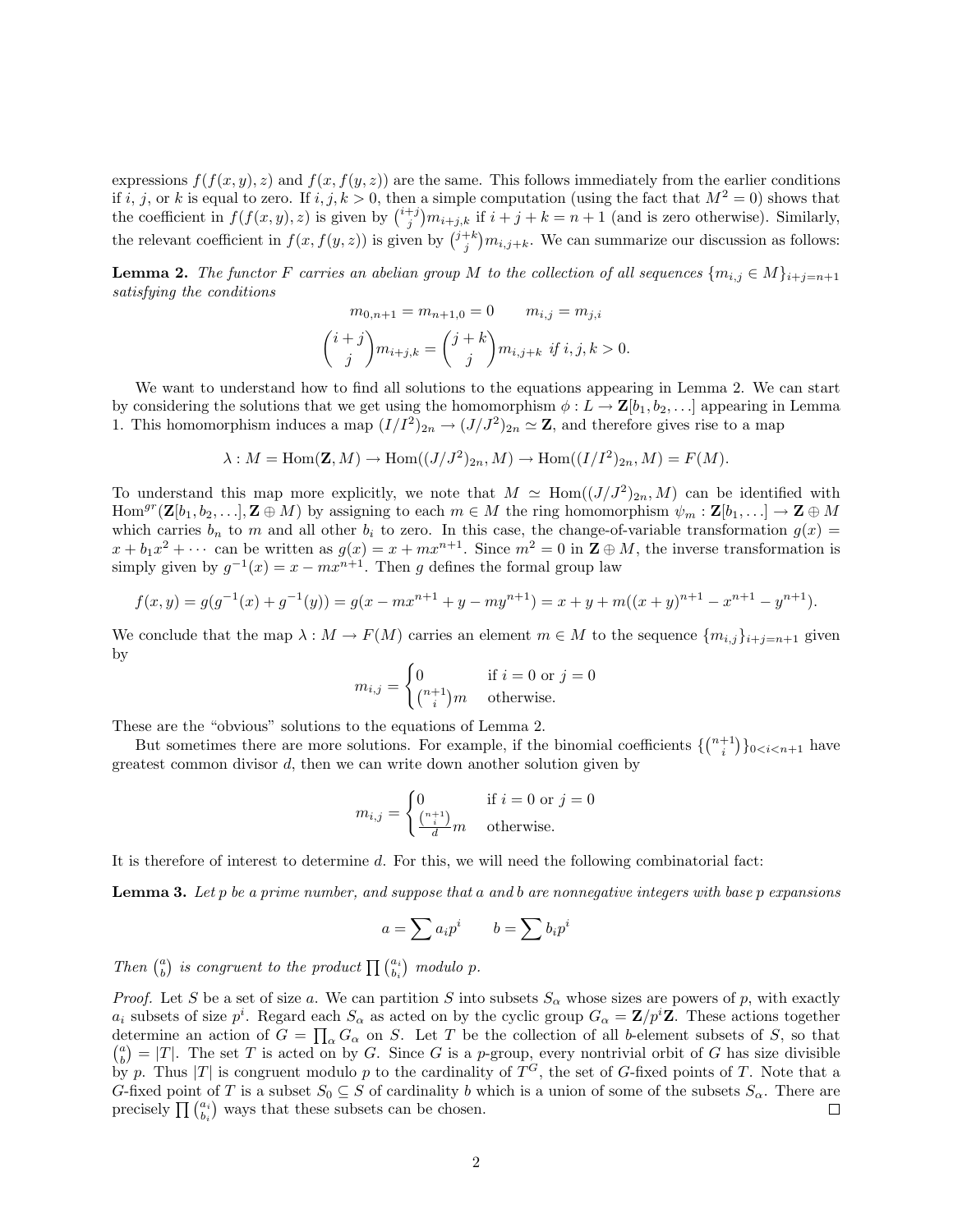expressions $f(f(x,y),z)$ and $f(x,f(y,z))$ are the same. This follows immediately from the earlier conditions if $i$, $j$, or $k$ is equal to zero. If $i,j,k>0$, then a simple computation (using the fact that $M^2=0$) shows that the coefficient in $f(f(x,y),z)$ is given by $\binom{i+j}{j}m_{i+j,k}$ if $i+j+k=n+1$ (and is zero otherwise). Similarly, the relevant coefficient in $f(x,f(y,z))$ is given by $\binom{j+k}{j}m_{i,j+k}$. We can summarize our discussion as follows:

**Lemma 2.** *The functor $F$ carries an abelian group $M$ to the collection of all sequences $\{m_{i,j}\in M\}_{i+j=n+1}$ satisfying the conditions*

$$m_{0,n+1}=m_{n+1,0}=0 \qquad m_{i,j}=m_{j,i}$$

$$\binom{i+j}{j}m_{i+j,k}=\binom{j+k}{j}m_{i,j+k} \text{ if } i,j,k>0.$$

We want to understand how to find all solutions to the equations appearing in Lemma 2. We can start by considering the solutions that we get using the homomorphism $\phi: L\to \mathbf{Z}[b_1,b_2,\ldots]$ appearing in Lemma 1. This homomorphism induces a map $(I/I^2)_{2n}\to (J/J^2)_{2n}\simeq \mathbf{Z}$, and therefore gives rise to a map

$$\lambda: M=\mathrm{Hom}(\mathbf{Z},M)\to \mathrm{Hom}((J/J^2)_{2n},M)\to \mathrm{Hom}((I/I^2)_{2n},M)=F(M).$$

To understand this map more explicitly, we note that $M\simeq \mathrm{Hom}((J/J^2)_{2n},M)$ can be identified with $\mathrm{Hom}^{gr}(\mathbf{Z}[b_1,b_2,\ldots],\mathbf{Z}\oplus M)$ by assigning to each $m\in M$ the ring homomorphism $\psi_m:\mathbf{Z}[b_1,\ldots]\to\mathbf{Z}\oplus M$ which carries $b_n$ to $m$ and all other $b_i$ to zero. In this case, the change-of-variable transformation $g(x)=x+b_1x^2+\cdots$ can be written as $g(x)=x+mx^{n+1}$. Since $m^2=0$ in $\mathbf{Z}\oplus M$, the inverse transformation is simply given by $g^{-1}(x)=x-mx^{n+1}$. Then $g$ defines the formal group law

$$f(x,y)=g(g^{-1}(x)+g^{-1}(y))=g(x-mx^{n+1}+y-my^{n+1})=x+y+m((x+y)^{n+1}-x^{n+1}-y^{n+1}).$$

We conclude that the map $\lambda: M\to F(M)$ carries an element $m\in M$ to the sequence $\{m_{i,j}\}_{i+j=n+1}$ given by

$$m_{i,j}=\begin{cases}0 & \text{if } i=0 \text{ or } j=0\\ \binom{n+1}{i}m & \text{otherwise.}\end{cases}$$

These are the "obvious" solutions to the equations of Lemma 2.

But sometimes there are more solutions. For example, if the binomial coefficients $\{\binom{n+1}{i}\}_{0<i<n+1}$ have greatest common divisor $d$, then we can write down another solution given by

$$m_{i,j}=\begin{cases}0 & \text{if } i=0 \text{ or } j=0\\ \frac{\binom{n+1}{i}}{d}m & \text{otherwise.}\end{cases}$$

It is therefore of interest to determine $d$. For this, we will need the following combinatorial fact:

**Lemma 3.** *Let $p$ be a prime number, and suppose that $a$ and $b$ are nonnegative integers with base $p$ expansions*

$$a=\sum a_ip^i \qquad b=\sum b_ip^i$$

*Then $\binom{a}{b}$ is congruent to the product $\prod\binom{a_i}{b_i}$ modulo $p$.*

*Proof.* Let $S$ be a set of size $a$. We can partition $S$ into subsets $S_\alpha$ whose sizes are powers of $p$, with exactly $a_i$ subsets of size $p^i$. Regard each $S_\alpha$ as acted on by the cyclic group $G_\alpha=\mathbf{Z}/p^i\mathbf{Z}$. These actions together determine an action of $G=\prod_\alpha G_\alpha$ on $S$. Let $T$ be the collection of all $b$-element subsets of $S$, so that $\binom{a}{b}=|T|$. The set $T$ is acted on by $G$. Since $G$ is a $p$-group, every nontrivial orbit of $G$ has size divisible by $p$. Thus $|T|$ is congruent modulo $p$ to the cardinality of $T^G$, the set of $G$-fixed points of $T$. Note that a $G$-fixed point of $T$ is a subset $S_0\subseteq S$ of cardinality $b$ which is a union of some of the subsets $S_\alpha$. There are precisely $\prod\binom{a_i}{b_i}$ ways that these subsets can be chosen. ∎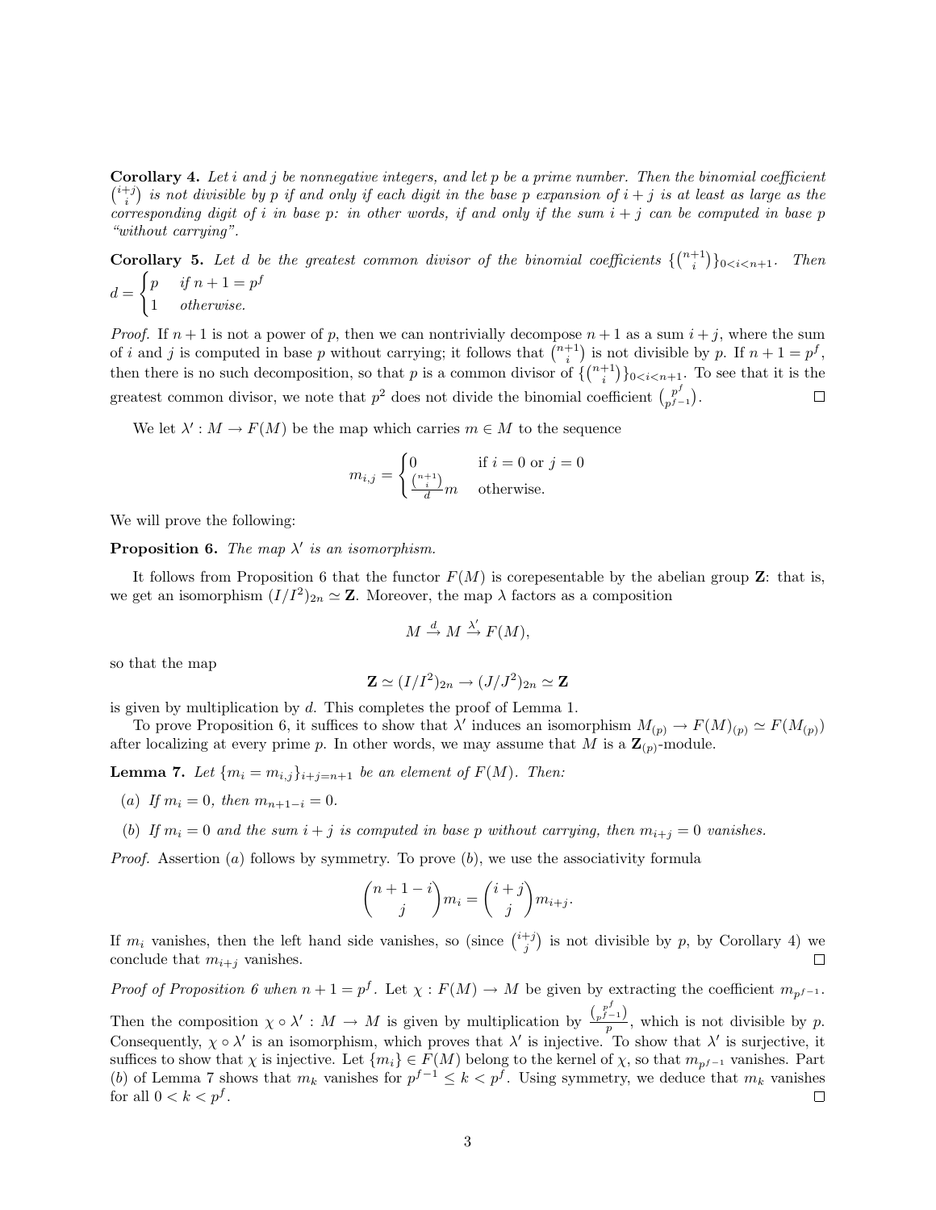**Corollary 4.** *Let $i$ and $j$ be nonnegative integers, and let $p$ be a prime number. Then the binomial coefficient $\binom{i+j}{i}$ is not divisible by $p$ if and only if each digit in the base $p$ expansion of $i+j$ is at least as large as the corresponding digit of $i$ in base $p$: in other words, if and only if the sum $i+j$ can be computed in base $p$ "without carrying".*

**Corollary 5.** *Let $d$ be the greatest common divisor of the binomial coefficients $\{\binom{n+1}{i}\}_{0<i<n+1}$. Then $d = \begin{cases} p & \text{if } n+1 = p^f \\ 1 & \text{otherwise.} \end{cases}$*

*Proof.* If $n+1$ is not a power of $p$, then we can nontrivially decompose $n+1$ as a sum $i+j$, where the sum of $i$ and $j$ is computed in base $p$ without carrying; it follows that $\binom{n+1}{i}$ is not divisible by $p$. If $n+1 = p^f$, then there is no such decomposition, so that $p$ is a common divisor of $\{\binom{n+1}{i}\}_{0<i<n+1}$. To see that it is the greatest common divisor, we note that $p^2$ does not divide the binomial coefficient $\binom{p^f}{p^f-1}$. □

We let $\lambda' : M \to F(M)$ be the map which carries $m \in M$ to the sequence

$$m_{i,j} = \begin{cases} 0 & \text{if } i = 0 \text{ or } j = 0 \\ \frac{\binom{n+1}{i}}{d} m & \text{otherwise.} \end{cases}$$

We will prove the following:

**Proposition 6.** *The map $\lambda'$ is an isomorphism.*

It follows from Proposition 6 that the functor $F(M)$ is corepesentable by the abelian group $\mathbf{Z}$: that is, we get an isomorphism $(I/I^2)_{2n} \simeq \mathbf{Z}$. Moreover, the map $\lambda$ factors as a composition

$$M \xrightarrow{d} M \xrightarrow{\lambda'} F(M),$$

so that the map

$$\mathbf{Z} \simeq (I/I^2)_{2n} \to (J/J^2)_{2n} \simeq \mathbf{Z}$$

is given by multiplication by $d$. This completes the proof of Lemma 1.

To prove Proposition 6, it suffices to show that $\lambda'$ induces an isomorphism $M_{(p)} \to F(M)_{(p)} \simeq F(M_{(p)})$ after localizing at every prime $p$. In other words, we may assume that $M$ is a $\mathbf{Z}_{(p)}$-module.

**Lemma 7.** *Let $\{m_i = m_{i,j}\}_{i+j=n+1}$ be an element of $F(M)$. Then:*

- *(a) If $m_i = 0$, then $m_{n+1-i} = 0$.*
- *(b) If $m_i = 0$ and the sum $i+j$ is computed in base $p$ without carrying, then $m_{i+j} = 0$ vanishes.*

*Proof.* Assertion $(a)$ follows by symmetry. To prove $(b)$, we use the associativity formula

$$\binom{n+1-i}{j} m_i = \binom{i+j}{j} m_{i+j}.$$

If $m_i$ vanishes, then the left hand side vanishes, so (since $\binom{i+j}{j}$ is not divisible by $p$, by Corollary 4) we conclude that $m_{i+j}$ vanishes. □

*Proof of Proposition 6 when $n+1 = p^f$.* Let $\chi : F(M) \to M$ be given by extracting the coefficient $m_{p^{f-1}}$. Then the composition $\chi \circ \lambda' : M \to M$ is given by multiplication by $\frac{\binom{p^f}{p^f-1}}{p}$, which is not divisible by $p$. Consequently, $\chi \circ \lambda'$ is an isomorphism, which proves that $\lambda'$ is injective. To show that $\lambda'$ is surjective, it suffices to show that $\chi$ is injective. Let $\{m_i\} \in F(M)$ belong to the kernel of $\chi$, so that $m_{p^{f-1}}$ vanishes. Part $(b)$ of Lemma 7 shows that $m_k$ vanishes for $p^{f-1} \leq k < p^f$. Using symmetry, we deduce that $m_k$ vanishes for all $0 < k < p^f$. □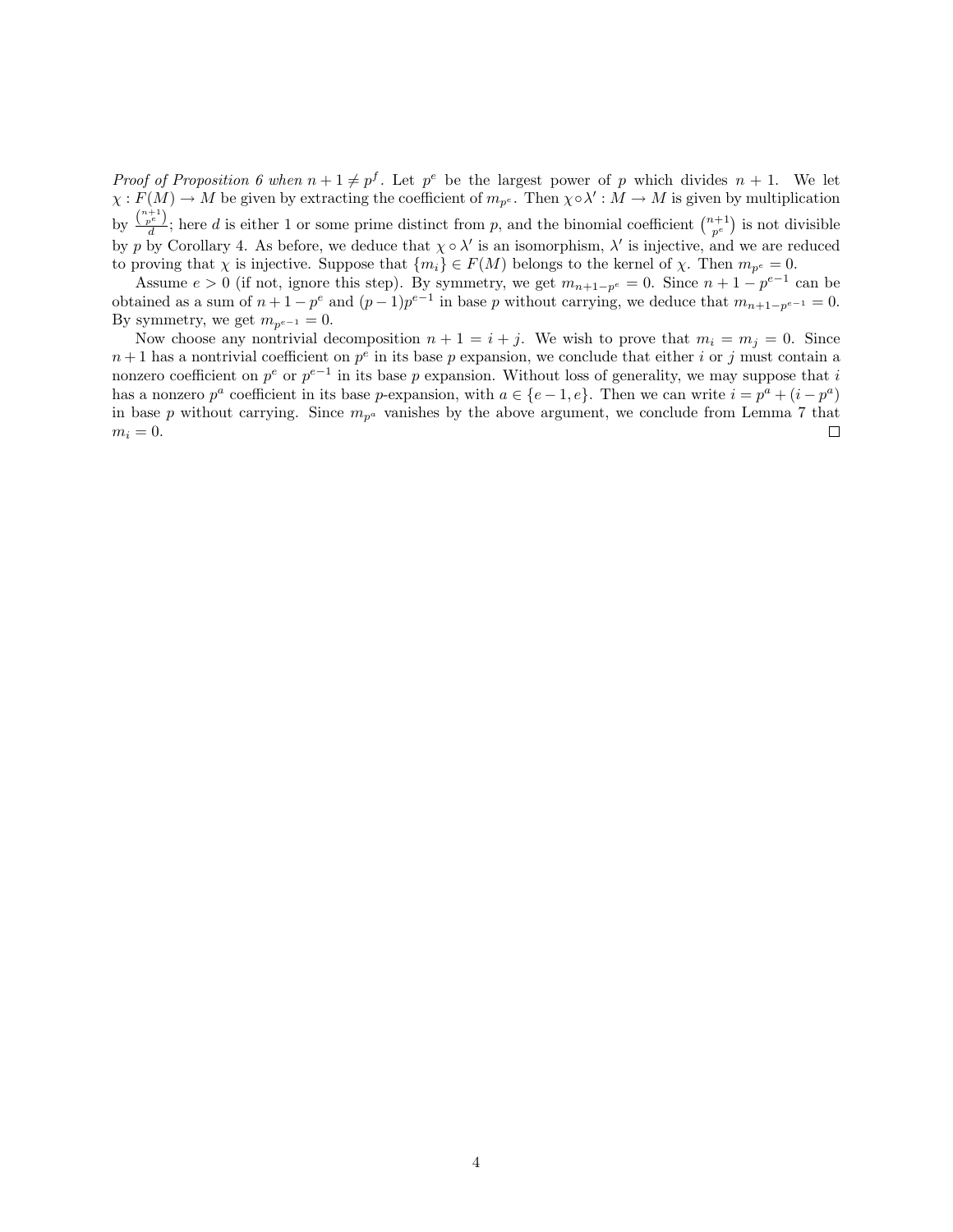*Proof of Proposition 6 when $n+1 \neq p^f$.* Let $p^e$ be the largest power of $p$ which divides $n+1$. We let $\chi : F(M) \to M$ be given by extracting the coefficient of $m_{p^e}$. Then $\chi \circ \lambda' : M \to M$ is given by multiplication by $\frac{\binom{n+1}{p^e}}{d}$; here $d$ is either 1 or some prime distinct from $p$, and the binomial coefficient $\binom{n+1}{p^e}$ is not divisible by $p$ by Corollary 4. As before, we deduce that $\chi \circ \lambda'$ is an isomorphism, $\lambda'$ is injective, and we are reduced to proving that $\chi$ is injective. Suppose that $\{m_i\} \in F(M)$ belongs to the kernel of $\chi$. Then $m_{p^e} = 0$.

Assume $e > 0$ (if not, ignore this step). By symmetry, we get $m_{n+1-p^e} = 0$. Since $n+1-p^{e-1}$ can be obtained as a sum of $n+1-p^e$ and $(p-1)p^{e-1}$ in base $p$ without carrying, we deduce that $m_{n+1-p^{e-1}} = 0$. By symmetry, we get $m_{p^{e-1}} = 0$.

Now choose any nontrivial decomposition $n+1 = i+j$. We wish to prove that $m_i = m_j = 0$. Since $n+1$ has a nontrivial coefficient on $p^e$ in its base $p$ expansion, we conclude that either $i$ or $j$ must contain a nonzero coefficient on $p^e$ or $p^{e-1}$ in its base $p$ expansion. Without loss of generality, we may suppose that $i$ has a nonzero $p^a$ coefficient in its base $p$-expansion, with $a \in \{e-1, e\}$. Then we can write $i = p^a + (i - p^a)$ in base $p$ without carrying. Since $m_{p^a}$ vanishes by the above argument, we conclude from Lemma 7 that $m_i = 0$. □